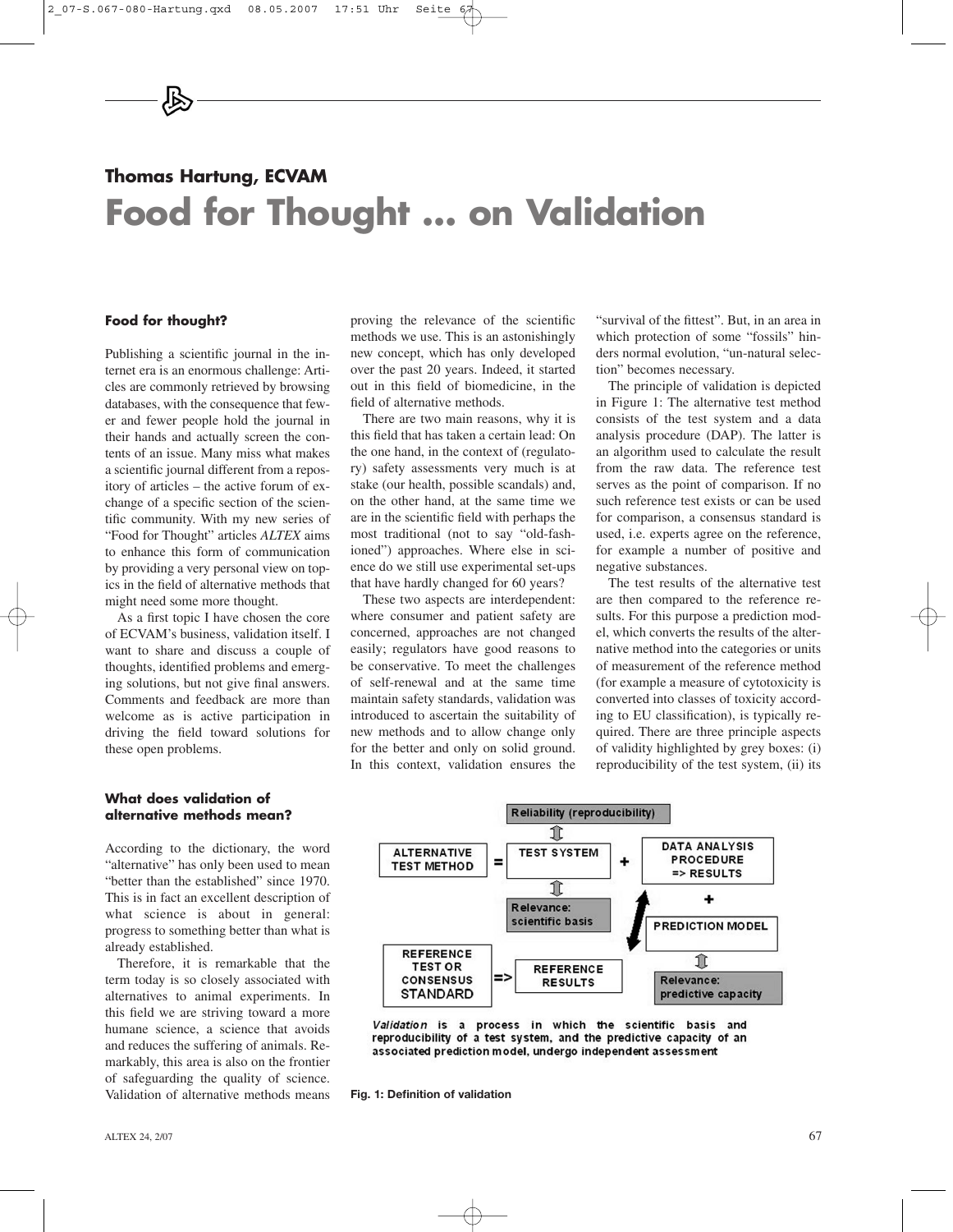## Thomas Hartung, ECVAM

# Food for Thought … on Validation

### Food for thought?

Publishing a scientific journal in the internet era is an enormous challenge: Articles are commonly retrieved by browsing databases, with the consequence that fewer and fewer people hold the journal in their hands and actually screen the contents of an issue. Many miss what makes a scientific journal different from a repository of articles – the active forum of exchange of a specific section of the scientific community. With my new series of "Food for Thought" articles *ALTEX* aims to enhance this form of communication by providing a very personal view on topics in the field of alternative methods that might need some more thought.

As a first topic I have chosen the core of ECVAM's business, validation itself. I want to share and discuss a couple of thoughts, identified problems and emerging solutions, but not give final answers. Comments and feedback are more than welcome as is active participation in driving the field toward solutions for these open problems.

### What does validation of alternative methods mean?

According to the dictionary, the word "alternative" has only been used to mean "better than the established" since 1970. This is in fact an excellent description of what science is about in general: progress to something better than what is already established.

Therefore, it is remarkable that the term today is so closely associated with alternatives to animal experiments. In this field we are striving toward a more humane science, a science that avoids and reduces the suffering of animals. Remarkably, this area is also on the frontier of safeguarding the quality of science. Validation of alternative methods means proving the relevance of the scientific methods we use. This is an astonishingly new concept, which has only developed over the past 20 years. Indeed, it started out in this field of biomedicine, in the field of alternative methods.

There are two main reasons, why it is this field that has taken a certain lead: On the one hand, in the context of (regulatory) safety assessments very much is at stake (our health, possible scandals) and, on the other hand, at the same time we are in the scientific field with perhaps the most traditional (not to say "old-fashioned") approaches. Where else in science do we still use experimental set-ups that have hardly changed for 60 years?

These two aspects are interdependent: where consumer and patient safety are concerned, approaches are not changed easily; regulators have good reasons to be conservative. To meet the challenges of self-renewal and at the same time maintain safety standards, validation was introduced to ascertain the suitability of new methods and to allow change only for the better and only on solid ground. In this context, validation ensures the "survival of the fittest". But, in an area in which protection of some "fossils" hinders normal evolution, "un-natural selection" becomes necessary.

The principle of validation is depicted in Figure 1: The alternative test method consists of the test system and a data analysis procedure (DAP). The latter is an algorithm used to calculate the result from the raw data. The reference test serves as the point of comparison. If no such reference test exists or can be used for comparison, a consensus standard is used, i.e. experts agree on the reference, for example a number of positive and negative substances.

The test results of the alternative test are then compared to the reference results. For this purpose a prediction model, which converts the results of the alternative method into the categories or units of measurement of the reference method (for example a measure of cytotoxicity is converted into classes of toxicity according to EU classification), is typically required. There are three principle aspects of validity highlighted by grey boxes: (i) reproducibility of the test system, (ii) its

Reliability (reproducibility)

ALTERNATIVE TEST METHOD = TEST SYSTEM + DATA ANALYSIS PROCEDURE => RESULTS + PREDICTION MODEL

Relevance: scientific basis

REFERENCE TEST OR CONSENSUS STANDARD => REFERENCE RESULTS

Relevance: predictive capacity

*Validation* is a process in which the scientific basis and reproducibility of a test system, and the predictive capacity of an associated prediction model, undergo independent assessment

**Fig. 1: Definition of validation**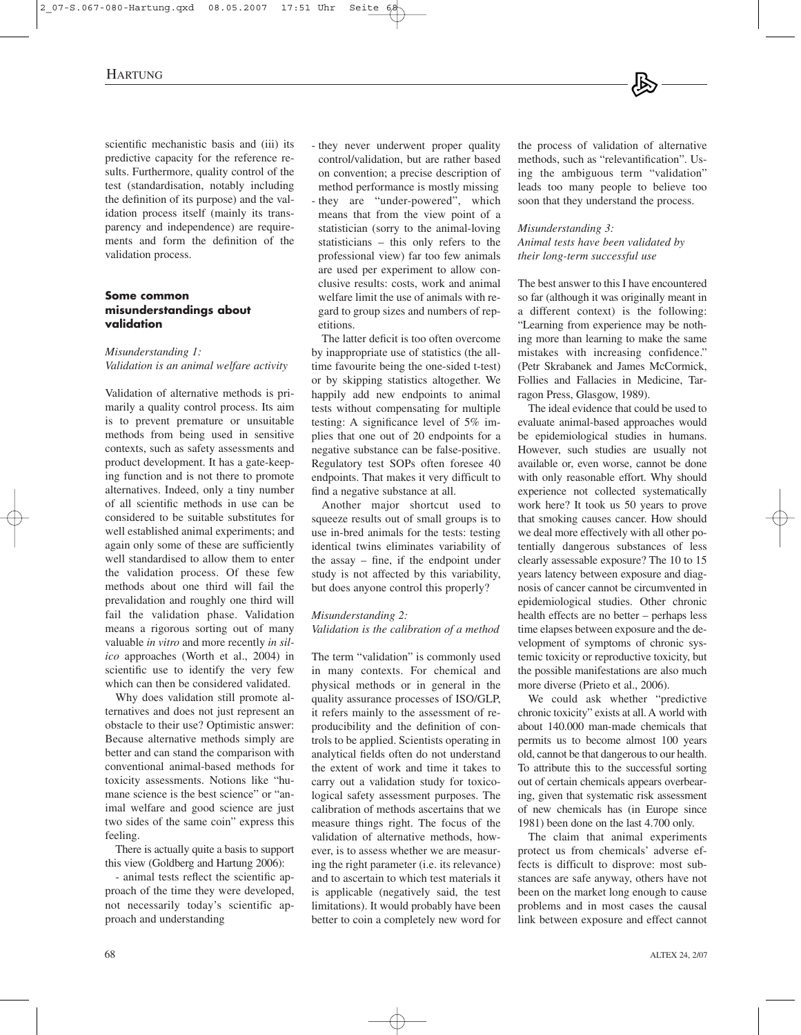scientific mechanistic basis and (iii) its predictive capacity for the reference results. Furthermore, quality control of the test (standardisation, notably including the definition of its purpose) and the validation process itself (mainly its transparency and independence) are requirements and form the definition of the validation process.

## Some common misunderstandings about validation

*Misunderstanding 1: Validation is an animal welfare activity*

Validation of alternative methods is primarily a quality control process. Its aim is to prevent premature or unsuitable methods from being used in sensitive contexts, such as safety assessments and product development. It has a gate-keeping function and is not there to promote alternatives. Indeed, only a tiny number of all scientific methods in use can be considered to be suitable substitutes for well established animal experiments; and again only some of these are sufficiently well standardised to allow them to enter the validation process. Of these few methods about one third will fail the prevalidation and roughly one third will fail the validation phase. Validation means a rigorous sorting out of many valuable *in vitro* and more recently *in silico* approaches (Worth et al., 2004) in scientific use to identify the very few which can then be considered validated.

Why does validation still promote alternatives and does not just represent an obstacle to their use? Optimistic answer: Because alternative methods simply are better and can stand the comparison with conventional animal-based methods for toxicity assessments. Notions like "humane science is the best science" or "animal welfare and good science are just two sides of the same coin" express this feeling.

There is actually quite a basis to support this view (Goldberg and Hartung 2006):

- animal tests reflect the scientific approach of the time they were developed, not necessarily today's scientific approach and understanding
- they never underwent proper quality control/validation, but are rather based on convention; a precise description of method performance is mostly missing
- they are "under-powered", which means that from the view point of a statistician (sorry to the animal-loving statisticians – this only refers to the professional view) far too few animals are used per experiment to allow conclusive results: costs, work and animal welfare limit the use of animals with regard to group sizes and numbers of repetitions.

The latter deficit is too often overcome by inappropriate use of statistics (the all-time favourite being the one-sided t-test) or by skipping statistics altogether. We happily add new endpoints to animal tests without compensating for multiple testing: A significance level of 5% implies that one out of 20 endpoints for a negative substance can be false-positive. Regulatory test SOPs often foresee 40 endpoints. That makes it very difficult to find a negative substance at all.

Another major shortcut used to squeeze results out of small groups is to use in-bred animals for the tests: testing identical twins eliminates variability of the assay – fine, if the endpoint under study is not affected by this variability, but does anyone control this properly?

*Misunderstanding 2: Validation is the calibration of a method*

The term "validation" is commonly used in many contexts. For chemical and physical methods or in general in the quality assurance processes of ISO/GLP, it refers mainly to the assessment of reproducibility and the definition of controls to be applied. Scientists operating in analytical fields often do not understand the extent of work and time it takes to carry out a validation study for toxicological safety assessment purposes. The calibration of methods ascertains that we measure things right. The focus of the validation of alternative methods, however, is to assess whether we are measuring the right parameter (i.e. its relevance) and to ascertain to which test materials it is applicable (negatively said, the test limitations). It would probably have been better to coin a completely new word for the process of validation of alternative methods, such as "relevantification". Using the ambiguous term "validation" leads too many people to believe too soon that they understand the process.

*Misunderstanding 3: Animal tests have been validated by their long-term successful use*

The best answer to this I have encountered so far (although it was originally meant in a different context) is the following: "Learning from experience may be nothing more than learning to make the same mistakes with increasing confidence." (Petr Skrabanek and James McCormick, Follies and Fallacies in Medicine, Tarragon Press, Glasgow, 1989).

The ideal evidence that could be used to evaluate animal-based approaches would be epidemiological studies in humans. However, such studies are usually not available or, even worse, cannot be done with only reasonable effort. Why should experience not collected systematically work here? It took us 50 years to prove that smoking causes cancer. How should we deal more effectively with all other potentially dangerous substances of less clearly assessable exposure? The 10 to 15 years latency between exposure and diagnosis of cancer cannot be circumvented in epidemiological studies. Other chronic health effects are no better – perhaps less time elapses between exposure and the development of symptoms of chronic systemic toxicity or reproductive toxicity, but the possible manifestations are also much more diverse (Prieto et al., 2006).

We could ask whether "predictive chronic toxicity" exists at all. A world with about 140.000 man-made chemicals that permits us to become almost 100 years old, cannot be that dangerous to our health. To attribute this to the successful sorting out of certain chemicals appears overbearing, given that systematic risk assessment of new chemicals has (in Europe since 1981) been done on the last 4.700 only.

The claim that animal experiments protect us from chemicals' adverse effects is difficult to disprove: most substances are safe anyway, others have not been on the market long enough to cause problems and in most cases the causal link between exposure and effect cannot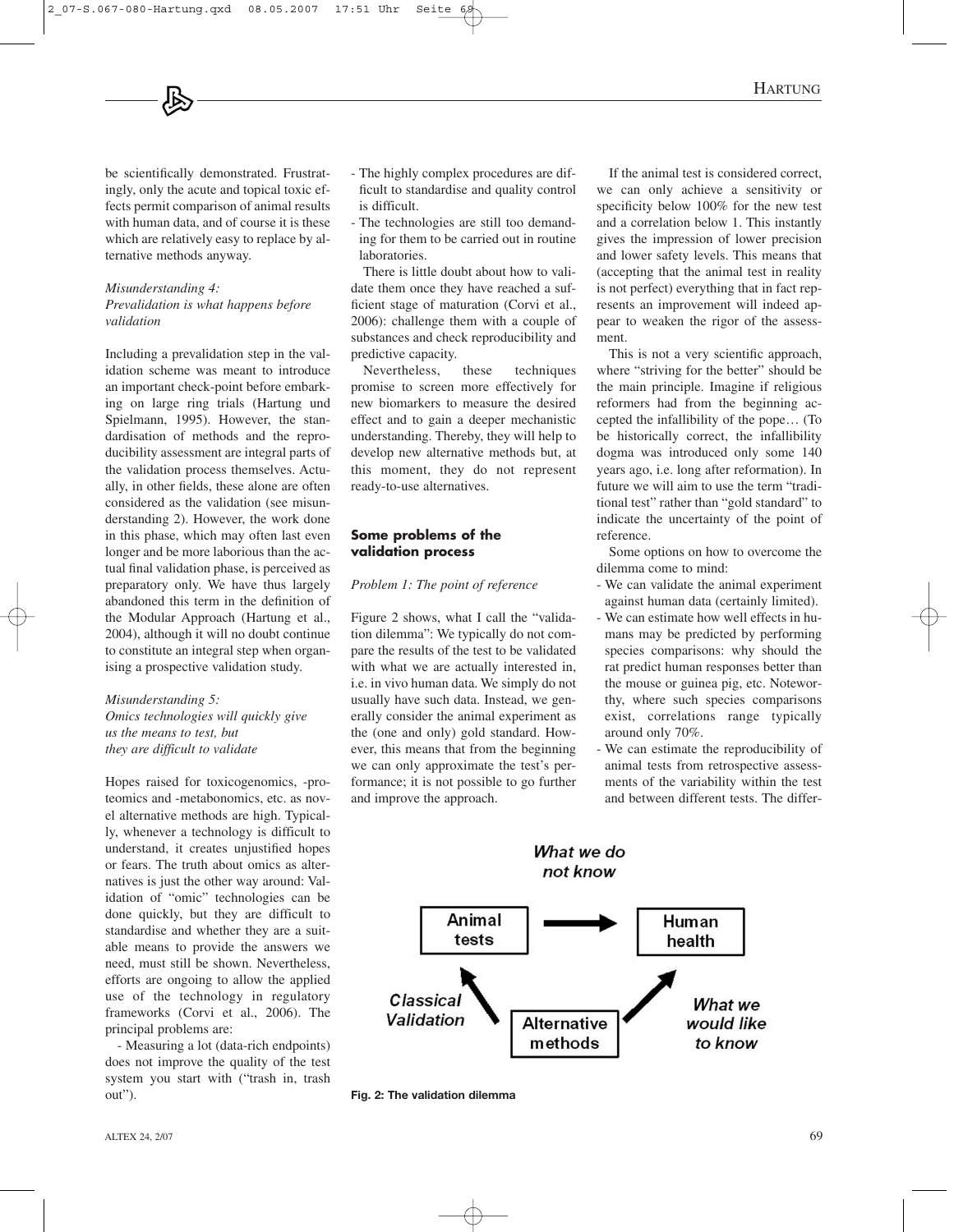be scientifically demonstrated. Frustratingly, only the acute and topical toxic effects permit comparison of animal results with human data, and of course it is these which are relatively easy to replace by alternative methods anyway.

*Misunderstanding 4: Prevalidation is what happens before validation*

Including a prevalidation step in the validation scheme was meant to introduce an important check-point before embarking on large ring trials (Hartung und Spielmann, 1995). However, the standardisation of methods and the reproducibility assessment are integral parts of the validation process themselves. Actually, in other fields, these alone are often considered as the validation (see misunderstanding 2). However, the work done in this phase, which may often last even longer and be more laborious than the actual final validation phase, is perceived as preparatory only. We have thus largely abandoned this term in the definition of the Modular Approach (Hartung et al., 2004), although it will no doubt continue to constitute an integral step when organising a prospective validation study.

*Misunderstanding 5: Omics technologies will quickly give us the means to test, but they are difficult to validate*

Hopes raised for toxicogenomics, -proteomics and -metabonomics, etc. as novel alternative methods are high. Typically, whenever a technology is difficult to understand, it creates unjustified hopes or fears. The truth about omics as alternatives is just the other way around: Validation of "omic" technologies can be done quickly, but they are difficult to standardise and whether they are a suitable means to provide the answers we need, must still be shown. Nevertheless, efforts are ongoing to allow the applied use of the technology in regulatory frameworks (Corvi et al., 2006). The principal problems are:

- Measuring a lot (data-rich endpoints) does not improve the quality of the test system you start with ("trash in, trash out").
- The highly complex procedures are difficult to standardise and quality control is difficult.
- The technologies are still too demanding for them to be carried out in routine laboratories.

There is little doubt about how to validate them once they have reached a sufficient stage of maturation (Corvi et al., 2006): challenge them with a couple of substances and check reproducibility and predictive capacity.

Nevertheless, these techniques promise to screen more effectively for new biomarkers to measure the desired effect and to gain a deeper mechanistic understanding. Thereby, they will help to develop new alternative methods but, at this moment, they do not represent ready-to-use alternatives.

## Some problems of the validation process

*Problem 1: The point of reference*

Figure 2 shows, what I call the "validation dilemma": We typically do not compare the results of the test to be validated with what we are actually interested in, i.e. in vivo human data. We simply do not usually have such data. Instead, we generally consider the animal experiment as the (one and only) gold standard. However, this means that from the beginning we can only approximate the test's performance; it is not possible to go further and improve the approach.

If the animal test is considered correct, we can only achieve a sensitivity or specificity below 100% for the new test and a correlation below 1. This instantly gives the impression of lower precision and lower safety levels. This means that (accepting that the animal test in reality is not perfect) everything that in fact represents an improvement will indeed appear to weaken the rigor of the assessment.

This is not a very scientific approach, where "striving for the better" should be the main principle. Imagine if religious reformers had from the beginning accepted the infallibility of the pope… (To be historically correct, the infallibility dogma was introduced only some 140 years ago, i.e. long after reformation). In future we will aim to use the term "traditional test" rather than "gold standard" to indicate the uncertainty of the point of reference.

Some options on how to overcome the dilemma come to mind:

- We can validate the animal experiment against human data (certainly limited).
- We can estimate how well effects in humans may be predicted by performing species comparisons: why should the rat predict human responses better than the mouse or guinea pig, etc. Noteworthy, where such species comparisons exist, correlations range typically around only 70%.
- We can estimate the reproducibility of animal tests from retrospective assessments of the variability within the test and between different tests. The differ-

What we do not know

Animal tests → Human health

Classical Validation ← Alternative methods → What we would like to know

**Fig. 2: The validation dilemma**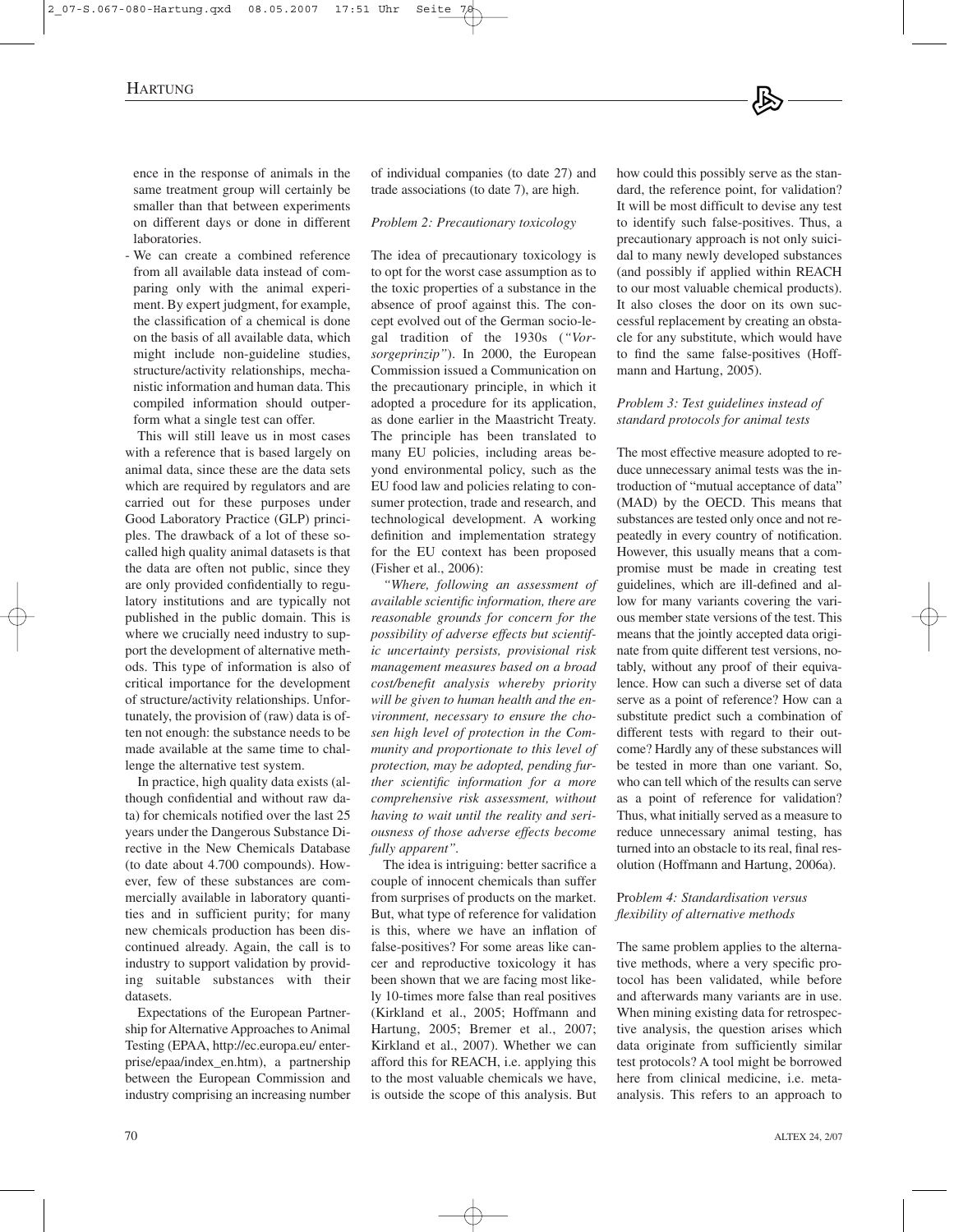ence in the response of animals in the same treatment group will certainly be smaller than that between experiments on different days or done in different laboratories.

- We can create a combined reference from all available data instead of comparing only with the animal experiment. By expert judgment, for example, the classification of a chemical is done on the basis of all available data, which might include non-guideline studies, structure/activity relationships, mechanistic information and human data. This compiled information should outperform what a single test can offer.

This will still leave us in most cases with a reference that is based largely on animal data, since these are the data sets which are required by regulators and are carried out for these purposes under Good Laboratory Practice (GLP) principles. The drawback of a lot of these so-called high quality animal datasets is that the data are often not public, since they are only provided confidentially to regulatory institutions and are typically not published in the public domain. This is where we crucially need industry to support the development of alternative methods. This type of information is also of critical importance for the development of structure/activity relationships. Unfortunately, the provision of (raw) data is often not enough: the substance needs to be made available at the same time to challenge the alternative test system.

In practice, high quality data exists (although confidential and without raw data) for chemicals notified over the last 25 years under the Dangerous Substance Directive in the New Chemicals Database (to date about 4.700 compounds). However, few of these substances are commercially available in laboratory quantities and in sufficient purity; for many new chemicals production has been discontinued already. Again, the call is to industry to support validation by providing suitable substances with their datasets.

Expectations of the European Partnership for Alternative Approaches to Animal Testing (EPAA, http://ec.europa.eu/ enterprise/epaa/index_en.htm), a partnership between the European Commission and industry comprising an increasing number of individual companies (to date 27) and trade associations (to date 7), are high.

### *Problem 2: Precautionary toxicology*

The idea of precautionary toxicology is to opt for the worst case assumption as to the toxic properties of a substance in the absence of proof against this. The concept evolved out of the German socio-legal tradition of the 1930s (*"Vorsorgeprinzip"*). In 2000, the European Commission issued a Communication on the precautionary principle, in which it adopted a procedure for its application, as done earlier in the Maastricht Treaty. The principle has been translated to many EU policies, including areas beyond environmental policy, such as the EU food law and policies relating to consumer protection, trade and research, and technological development. A working definition and implementation strategy for the EU context has been proposed (Fisher et al., 2006):

*"Where, following an assessment of available scientific information, there are reasonable grounds for concern for the possibility of adverse effects but scientific uncertainty persists, provisional risk management measures based on a broad cost/benefit analysis whereby priority will be given to human health and the environment, necessary to ensure the chosen high level of protection in the Community and proportionate to this level of protection, may be adopted, pending further scientific information for a more comprehensive risk assessment, without having to wait until the reality and seriousness of those adverse effects become fully apparent".*

The idea is intriguing: better sacrifice a couple of innocent chemicals than suffer from surprises of products on the market. But, what type of reference for validation is this, where we have an inflation of false-positives? For some areas like cancer and reproductive toxicology it has been shown that we are facing most likely 10-times more false than real positives (Kirkland et al., 2005; Hoffmann and Hartung, 2005; Bremer et al., 2007; Kirkland et al., 2007). Whether we can afford this for REACH, i.e. applying this to the most valuable chemicals we have, is outside the scope of this analysis. But how could this possibly serve as the standard, the reference point, for validation? It will be most difficult to devise any test to identify such false-positives. Thus, a precautionary approach is not only suicidal to many newly developed substances (and possibly if applied within REACH to our most valuable chemical products). It also closes the door on its own successful replacement by creating an obstacle for any substitute, which would have to find the same false-positives (Hoffmann and Hartung, 2005).

### *Problem 3: Test guidelines instead of standard protocols for animal tests*

The most effective measure adopted to reduce unnecessary animal tests was the introduction of "mutual acceptance of data" (MAD) by the OECD. This means that substances are tested only once and not repeatedly in every country of notification. However, this usually means that a compromise must be made in creating test guidelines, which are ill-defined and allow for many variants covering the various member state versions of the test. This means that the jointly accepted data originate from quite different test versions, notably, without any proof of their equivalence. How can such a diverse set of data serve as a point of reference? How can a substitute predict such a combination of different tests with regard to their outcome? Hardly any of these substances will be tested in more than one variant. So, who can tell which of the results can serve as a point of reference for validation? Thus, what initially served as a measure to reduce unnecessary animal testing, has turned into an obstacle to its real, final resolution (Hoffmann and Hartung, 2006a).

### *Problem 4: Standardisation versus flexibility of alternative methods*

The same problem applies to the alternative methods, where a very specific protocol has been validated, while before and afterwards many variants are in use. When mining existing data for retrospective analysis, the question arises which data originate from sufficiently similar test protocols? A tool might be borrowed here from clinical medicine, i.e. meta-analysis. This refers to an approach to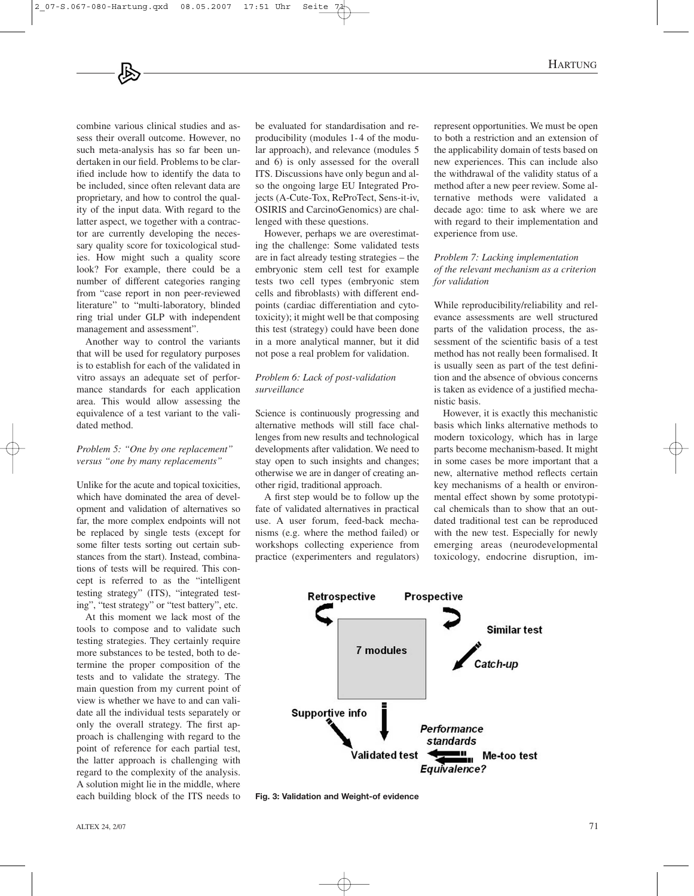combine various clinical studies and assess their overall outcome. However, no such meta-analysis has so far been undertaken in our field. Problems to be clarified include how to identify the data to be included, since often relevant data are proprietary, and how to control the quality of the input data. With regard to the latter aspect, we together with a contractor are currently developing the necessary quality score for toxicological studies. How might such a quality score look? For example, there could be a number of different categories ranging from "case report in non peer-reviewed literature" to "multi-laboratory, blinded ring trial under GLP with independent management and assessment".

Another way to control the variants that will be used for regulatory purposes is to establish for each of the validated in vitro assays an adequate set of performance standards for each application area. This would allow assessing the equivalence of a test variant to the validated method.

*Problem 5: "One by one replacement" versus "one by many replacements"*

Unlike for the acute and topical toxicities, which have dominated the area of development and validation of alternatives so far, the more complex endpoints will not be replaced by single tests (except for some filter tests sorting out certain substances from the start). Instead, combinations of tests will be required. This concept is referred to as the "intelligent testing strategy" (ITS), "integrated testing", "test strategy" or "test battery", etc.

At this moment we lack most of the tools to compose and to validate such testing strategies. They certainly require more substances to be tested, both to determine the proper composition of the tests and to validate the strategy. The main question from my current point of view is whether we have to and can validate all the individual tests separately or only the overall strategy. The first approach is challenging with regard to the point of reference for each partial test, the latter approach is challenging with regard to the complexity of the analysis. A solution might lie in the middle, where each building block of the ITS needs to be evaluated for standardisation and reproducibility (modules 1-4 of the modular approach), and relevance (modules 5 and 6) is only assessed for the overall ITS. Discussions have only begun and also the ongoing large EU Integrated Projects (A-Cute-Tox, ReProTect, Sens-it-iv, OSIRIS and CarcinoGenomics) are challenged with these questions.

However, perhaps we are overestimating the challenge: Some validated tests are in fact already testing strategies – the embryonic stem cell test for example tests two cell types (embryonic stem cells and fibroblasts) with different endpoints (cardiac differentiation and cytotoxicity); it might well be that composing this test (strategy) could have been done in a more analytical manner, but it did not pose a real problem for validation.

*Problem 6: Lack of post-validation surveillance*

Science is continuously progressing and alternative methods will still face challenges from new results and technological developments after validation. We need to stay open to such insights and changes; otherwise we are in danger of creating another rigid, traditional approach.

A first step would be to follow up the fate of validated alternatives in practical use. A user forum, feed-back mechanisms (e.g. where the method failed) or workshops collecting experience from practice (experimenters and regulators) represent opportunities. We must be open to both a restriction and an extension of the applicability domain of tests based on new experiences. This can include also the withdrawal of the validity status of a method after a new peer review. Some alternative methods were validated a decade ago: time to ask where we are with regard to their implementation and experience from use.

*Problem 7: Lacking implementation of the relevant mechanism as a criterion for validation*

While reproducibility/reliability and relevance assessments are well structured parts of the validation process, the assessment of the scientific basis of a test method has not really been formalised. It is usually seen as part of the test definition and the absence of obvious concerns is taken as evidence of a justified mechanistic basis.

However, it is exactly this mechanistic basis which links alternative methods to modern toxicology, which has in large parts become mechanism-based. It might in some cases be more important that a new, alternative method reflects certain key mechanisms of a health or environmental effect shown by some prototypical chemicals than to show that an outdated traditional test can be reproduced with the new test. Especially for newly emerging areas (neurodevelopmental toxicology, endocrine disruption, im-

**Fig. 3: Validation and Weight-of evidence**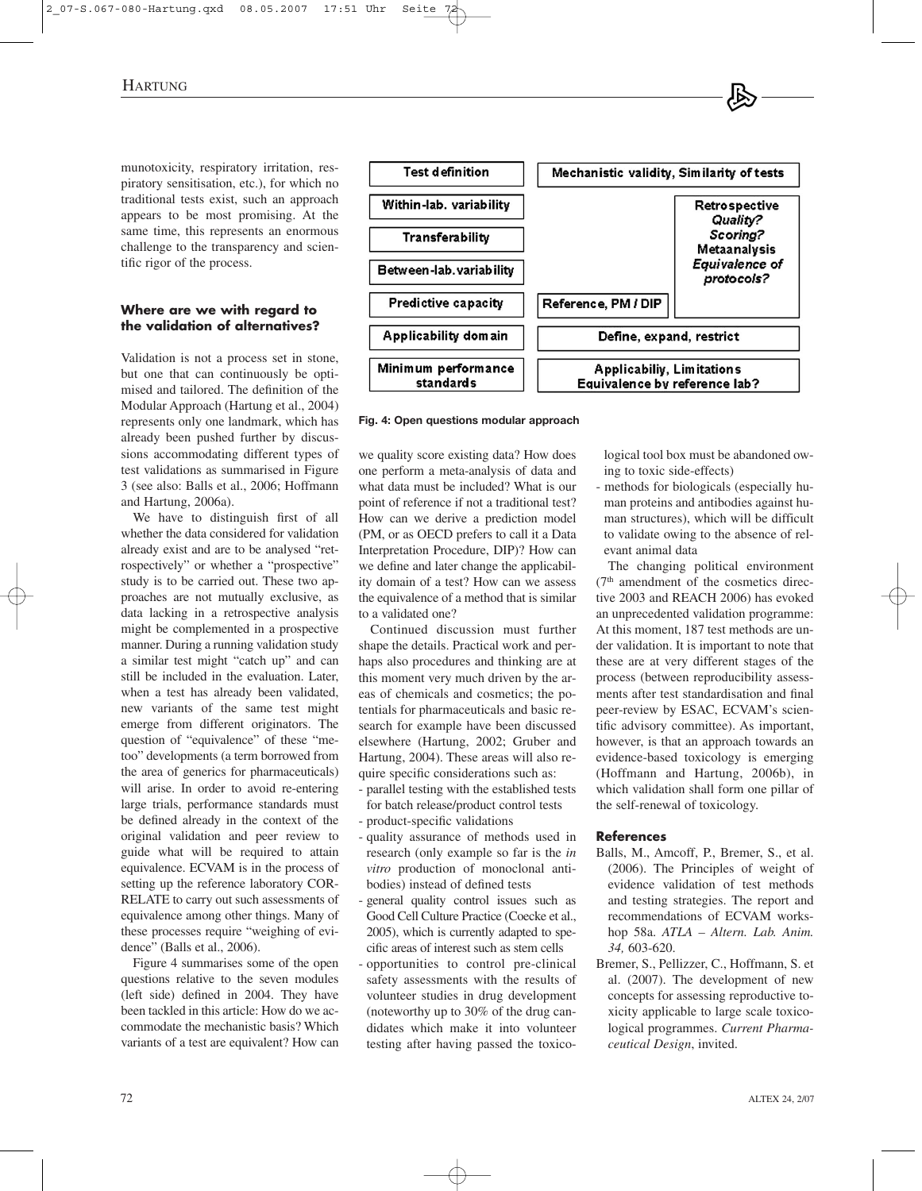munotoxicity, respiratory irritation, respiratory sensitisation, etc.), for which no traditional tests exist, such an approach appears to be most promising. At the same time, this represents an enormous challenge to the transparency and scientific rigor of the process.

### Where are we with regard to the validation of alternatives?

Validation is not a process set in stone, but one that can continuously be optimised and tailored. The definition of the Modular Approach (Hartung et al., 2004) represents only one landmark, which has already been pushed further by discussions accommodating different types of test validations as summarised in Figure 3 (see also: Balls et al., 2006; Hoffmann and Hartung, 2006a).

We have to distinguish first of all whether the data considered for validation already exist and are to be analysed "retrospectively" or whether a "prospective" study is to be carried out. These two approaches are not mutually exclusive, as data lacking in a retrospective analysis might be complemented in a prospective manner. During a running validation study a similar test might "catch up" and can still be included in the evaluation. Later, when a test has already been validated, new variants of the same test might emerge from different originators. The question of "equivalence" of these "metoo" developments (a term borrowed from the area of generics for pharmaceuticals) will arise. In order to avoid re-entering large trials, performance standards must be defined already in the context of the original validation and peer review to guide what will be required to attain equivalence. ECVAM is in the process of setting up the reference laboratory CORRELATE to carry out such assessments of equivalence among other things. Many of these processes require "weighing of evidence" (Balls et al., 2006).

Figure 4 summarises some of the open questions relative to the seven modules (left side) defined in 2004. They have been tackled in this article: How do we accommodate the mechanistic basis? Which variants of a test are equivalent? How can we quality score existing data? How does one perform a meta-analysis of data and what data must be included? What is our point of reference if not a traditional test? How can we derive a prediction model (PM, or as OECD prefers to call it a Data Interpretation Procedure, DIP)? How can we define and later change the applicability domain of a test? How can we assess the equivalence of a method that is similar to a validated one?

| Module | Open questions | |
|---|---|---|
| Test definition | Mechanistic validity, Similarity of tests | |
| Within-lab. variability | | Retrospective *Quality? Scoring?* Metaanalysis *Equivalence of protocols?* |
| Transferability | | |
| Between-lab. variability | | |
| Predictive capacity | Reference, PM / DIP | |
| Applicability domain | Define, expand, restrict | |
| Minimum performance standards | Applicabiliy, Limitations Equivalence by reference lab? | |

**Fig. 4: Open questions modular approach**

Continued discussion must further shape the details. Practical work and perhaps also procedures and thinking are at this moment very much driven by the areas of chemicals and cosmetics; the potentials for pharmaceuticals and basic research for example have been discussed elsewhere (Hartung, 2002; Gruber and Hartung, 2004). These areas will also require specific considerations such as:

- parallel testing with the established tests for batch release/product control tests
- product-specific validations
- quality assurance of methods used in research (only example so far is the *in vitro* production of monoclonal antibodies) instead of defined tests
- general quality control issues such as Good Cell Culture Practice (Coecke et al., 2005), which is currently adapted to specific areas of interest such as stem cells
- opportunities to control pre-clinical safety assessments with the results of volunteer studies in drug development (noteworthy up to 30% of the drug candidates which make it into volunteer testing after having passed the toxicological tool box must be abandoned owing to toxic side-effects)
- methods for biologicals (especially human proteins and antibodies against human structures), which will be difficult to validate owing to the absence of relevant animal data

The changing political environment (7th amendment of the cosmetics directive 2003 and REACH 2006) has evoked an unprecedented validation programme: At this moment, 187 test methods are under validation. It is important to note that these are at very different stages of the process (between reproducibility assessments after test standardisation and final peer-review by ESAC, ECVAM's scientific advisory committee). As important, however, is that an approach towards an evidence-based toxicology is emerging (Hoffmann and Hartung, 2006b), in which validation shall form one pillar of the self-renewal of toxicology.

### References

Balls, M., Amcoff, P., Bremer, S., et al. (2006). The Principles of weight of evidence validation of test methods and testing strategies. The report and recommendations of ECVAM workshop 58a. *ATLA – Altern. Lab. Anim. 34,* 603-620.

Bremer, S., Pellizzer, C., Hoffmann, S. et al. (2007). The development of new concepts for assessing reproductive toxicity applicable to large scale toxicological programmes. *Current Pharmaceutical Design*, invited.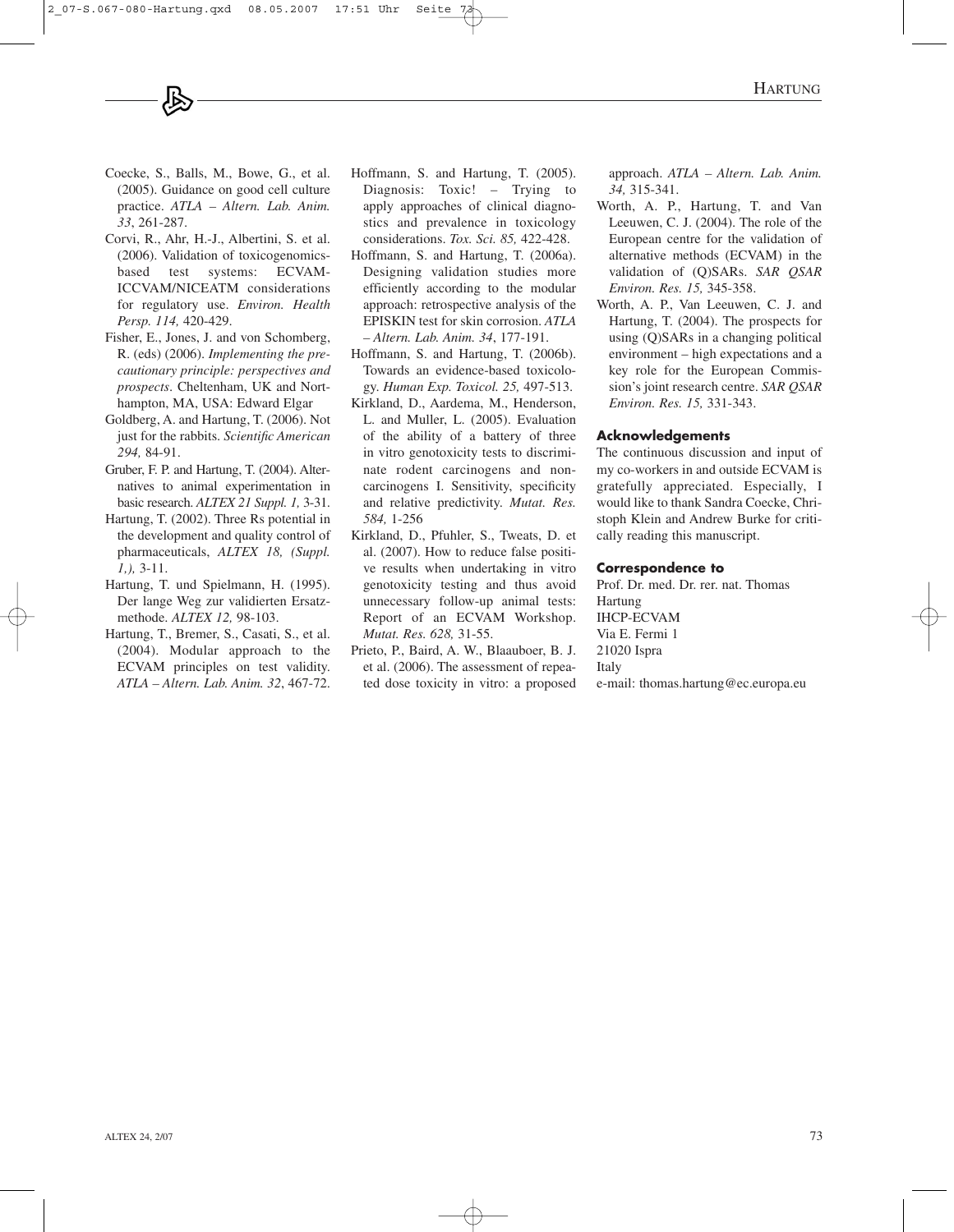Coecke, S., Balls, M., Bowe, G., et al. (2005). Guidance on good cell culture practice. *ATLA – Altern. Lab. Anim. 33*, 261-287.

Corvi, R., Ahr, H.-J., Albertini, S. et al. (2006). Validation of toxicogenomics-based test systems: ECVAM-ICCVAM/NICEATM considerations for regulatory use. *Environ. Health Persp. 114,* 420-429.

Fisher, E., Jones, J. and von Schomberg, R. (eds) (2006). *Implementing the precautionary principle: perspectives and prospects*. Cheltenham, UK and Northampton, MA, USA: Edward Elgar

Goldberg, A. and Hartung, T. (2006). Not just for the rabbits. *Scientific American 294,* 84-91.

Gruber, F. P. and Hartung, T. (2004). Alternatives to animal experimentation in basic research. *ALTEX 21 Suppl. 1,* 3-31.

Hartung, T. (2002). Three Rs potential in the development and quality control of pharmaceuticals, *ALTEX 18, (Suppl. 1,),* 3-11.

Hartung, T. und Spielmann, H. (1995). Der lange Weg zur validierten Ersatzmethode. *ALTEX 12,* 98-103.

Hartung, T., Bremer, S., Casati, S., et al. (2004). Modular approach to the ECVAM principles on test validity. *ATLA – Altern. Lab. Anim. 32*, 467-72.

Hoffmann, S. and Hartung, T. (2005). Diagnosis: Toxic! – Trying to apply approaches of clinical diagnostics and prevalence in toxicology considerations. *Tox. Sci. 85,* 422-428.

Hoffmann, S. and Hartung, T. (2006a). Designing validation studies more efficiently according to the modular approach: retrospective analysis of the EPISKIN test for skin corrosion. *ATLA – Altern. Lab. Anim. 34*, 177-191.

Hoffmann, S. and Hartung, T. (2006b). Towards an evidence-based toxicology. *Human Exp. Toxicol. 25,* 497-513.

Kirkland, D., Aardema, M., Henderson, L. and Muller, L. (2005). Evaluation of the ability of a battery of three in vitro genotoxicity tests to discriminate rodent carcinogens and non-carcinogens I. Sensitivity, specificity and relative predictivity. *Mutat. Res. 584,* 1-256

Kirkland, D., Pfuhler, S., Tweats, D. et al. (2007). How to reduce false positive results when undertaking in vitro genotoxicity testing and thus avoid unnecessary follow-up animal tests: Report of an ECVAM Workshop. *Mutat. Res. 628,* 31-55.

Prieto, P., Baird, A. W., Blaauboer, B. J. et al. (2006). The assessment of repeated dose toxicity in vitro: a proposed approach. *ATLA – Altern. Lab. Anim. 34,* 315-341.

Worth, A. P., Hartung, T. and Van Leeuwen, C. J. (2004). The role of the European centre for the validation of alternative methods (ECVAM) in the validation of (Q)SARs. *SAR QSAR Environ. Res. 15,* 345-358.

Worth, A. P., Van Leeuwen, C. J. and Hartung, T. (2004). The prospects for using (Q)SARs in a changing political environment – high expectations and a key role for the European Commission's joint research centre. *SAR QSAR Environ. Res. 15,* 331-343.

### Acknowledgements

The continuous discussion and input of my co-workers in and outside ECVAM is gratefully appreciated. Especially, I would like to thank Sandra Coecke, Christoph Klein and Andrew Burke for critically reading this manuscript.

### Correspondence to

Prof. Dr. med. Dr. rer. nat. Thomas Hartung
IHCP-ECVAM
Via E. Fermi 1
21020 Ispra
Italy
e-mail: thomas.hartung@ec.europa.eu